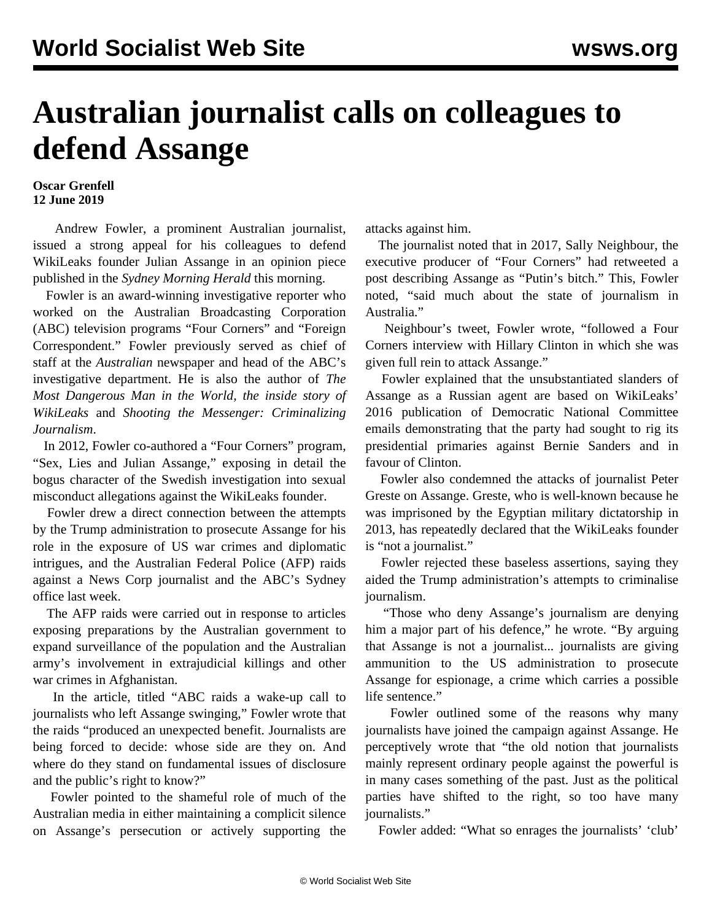# Australian journalist calls on colleagues to defend Assange

**Oscar Grenfell**
**12 June 2019**

Andrew Fowler, a prominent Australian journalist, issued a strong appeal for his colleagues to defend WikiLeaks founder Julian Assange in an opinion piece published in the *Sydney Morning Herald* this morning.

Fowler is an award-winning investigative reporter who worked on the Australian Broadcasting Corporation (ABC) television programs "Four Corners" and "Foreign Correspondent." Fowler previously served as chief of staff at the *Australian* newspaper and head of the ABC's investigative department. He is also the author of *The Most Dangerous Man in the World, the inside story of WikiLeaks* and *Shooting the Messenger: Criminalizing Journalism*.

In 2012, Fowler co-authored a "Four Corners" program, "Sex, Lies and Julian Assange," exposing in detail the bogus character of the Swedish investigation into sexual misconduct allegations against the WikiLeaks founder.

Fowler drew a direct connection between the attempts by the Trump administration to prosecute Assange for his role in the exposure of US war crimes and diplomatic intrigues, and the Australian Federal Police (AFP) raids against a News Corp journalist and the ABC's Sydney office last week.

The AFP raids were carried out in response to articles exposing preparations by the Australian government to expand surveillance of the population and the Australian army's involvement in extrajudicial killings and other war crimes in Afghanistan.

In the article, titled "ABC raids a wake-up call to journalists who left Assange swinging," Fowler wrote that the raids "produced an unexpected benefit. Journalists are being forced to decide: whose side are they on. And where do they stand on fundamental issues of disclosure and the public's right to know?"

Fowler pointed to the shameful role of much of the Australian media in either maintaining a complicit silence on Assange's persecution or actively supporting the attacks against him.

The journalist noted that in 2017, Sally Neighbour, the executive producer of "Four Corners" had retweeted a post describing Assange as "Putin's bitch." This, Fowler noted, "said much about the state of journalism in Australia."

Neighbour's tweet, Fowler wrote, "followed a Four Corners interview with Hillary Clinton in which she was given full rein to attack Assange."

Fowler explained that the unsubstantiated slanders of Assange as a Russian agent are based on WikiLeaks' 2016 publication of Democratic National Committee emails demonstrating that the party had sought to rig its presidential primaries against Bernie Sanders and in favour of Clinton.

Fowler also condemned the attacks of journalist Peter Greste on Assange. Greste, who is well-known because he was imprisoned by the Egyptian military dictatorship in 2013, has repeatedly declared that the WikiLeaks founder is "not a journalist."

Fowler rejected these baseless assertions, saying they aided the Trump administration's attempts to criminalise journalism.

"Those who deny Assange's journalism are denying him a major part of his defence," he wrote. "By arguing that Assange is not a journalist... journalists are giving ammunition to the US administration to prosecute Assange for espionage, a crime which carries a possible life sentence."

Fowler outlined some of the reasons why many journalists have joined the campaign against Assange. He perceptively wrote that "the old notion that journalists mainly represent ordinary people against the powerful is in many cases something of the past. Just as the political parties have shifted to the right, so too have many journalists."

Fowler added: "What so enrages the journalists' 'club'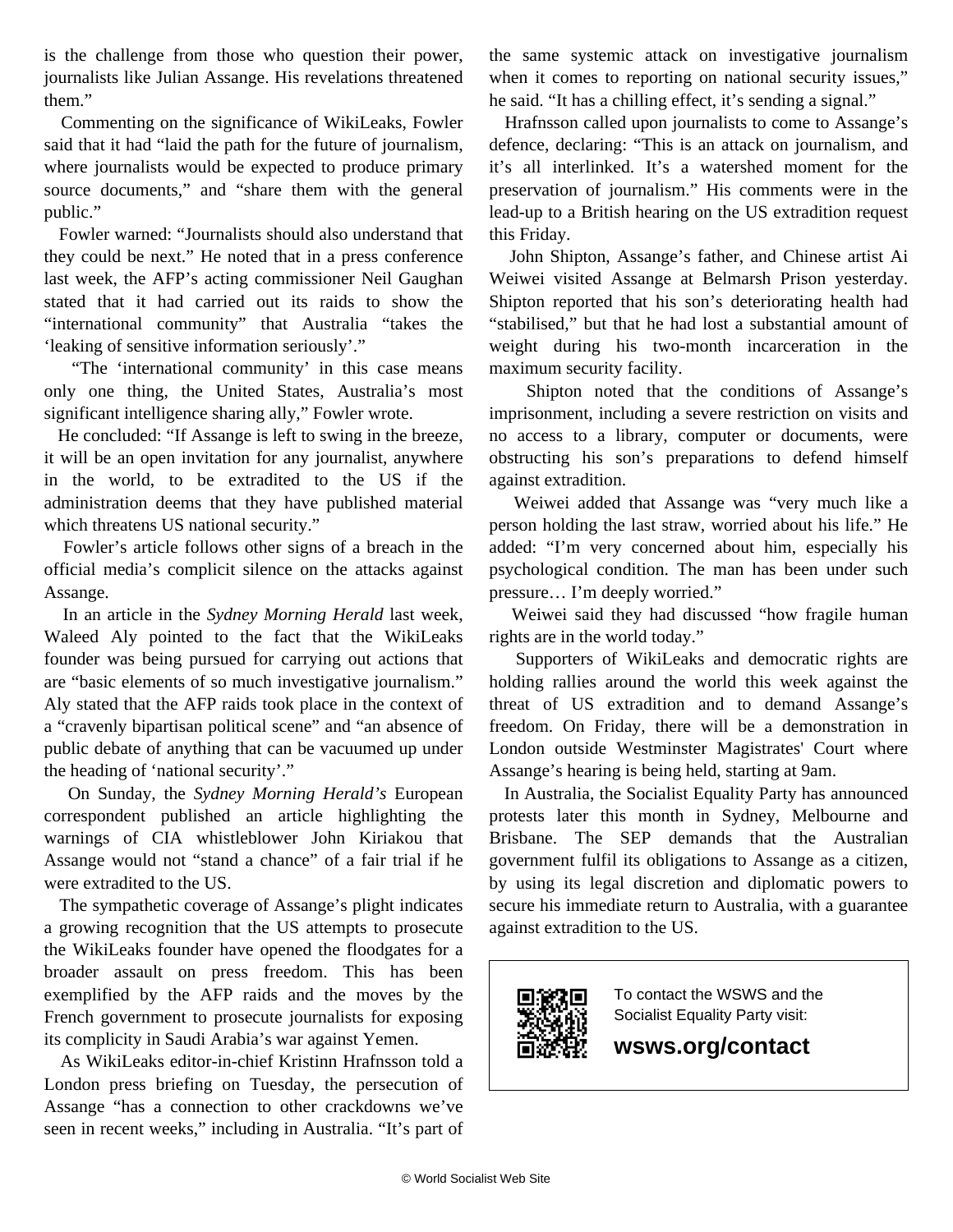is the challenge from those who question their power, journalists like Julian Assange. His revelations threatened them."

Commenting on the significance of WikiLeaks, Fowler said that it had "laid the path for the future of journalism, where journalists would be expected to produce primary source documents," and "share them with the general public."

Fowler warned: "Journalists should also understand that they could be next." He noted that in a press conference last week, the AFP's acting commissioner Neil Gaughan stated that it had carried out its raids to show the "international community" that Australia "takes the 'leaking of sensitive information seriously'."

"The 'international community' in this case means only one thing, the United States, Australia's most significant intelligence sharing ally," Fowler wrote.

He concluded: "If Assange is left to swing in the breeze, it will be an open invitation for any journalist, anywhere in the world, to be extradited to the US if the administration deems that they have published material which threatens US national security."

Fowler's article follows other signs of a breach in the official media's complicit silence on the attacks against Assange.

In an article in the *Sydney Morning Herald* last week, Waleed Aly pointed to the fact that the WikiLeaks founder was being pursued for carrying out actions that are "basic elements of so much investigative journalism." Aly stated that the AFP raids took place in the context of a "cravenly bipartisan political scene" and "an absence of public debate of anything that can be vacuumed up under the heading of 'national security'."

On Sunday, the *Sydney Morning Herald's* European correspondent published an article highlighting the warnings of CIA whistleblower John Kiriakou that Assange would not "stand a chance" of a fair trial if he were extradited to the US.

The sympathetic coverage of Assange's plight indicates a growing recognition that the US attempts to prosecute the WikiLeaks founder have opened the floodgates for a broader assault on press freedom. This has been exemplified by the AFP raids and the moves by the French government to prosecute journalists for exposing its complicity in Saudi Arabia's war against Yemen.

As WikiLeaks editor-in-chief Kristinn Hrafnsson told a London press briefing on Tuesday, the persecution of Assange "has a connection to other crackdowns we've seen in recent weeks," including in Australia. "It's part of the same systemic attack on investigative journalism when it comes to reporting on national security issues," he said. "It has a chilling effect, it's sending a signal."

Hrafnsson called upon journalists to come to Assange's defence, declaring: "This is an attack on journalism, and it's all interlinked. It's a watershed moment for the preservation of journalism." His comments were in the lead-up to a British hearing on the US extradition request this Friday.

John Shipton, Assange's father, and Chinese artist Ai Weiwei visited Assange at Belmarsh Prison yesterday. Shipton reported that his son's deteriorating health had "stabilised," but that he had lost a substantial amount of weight during his two-month incarceration in the maximum security facility.

Shipton noted that the conditions of Assange's imprisonment, including a severe restriction on visits and no access to a library, computer or documents, were obstructing his son's preparations to defend himself against extradition.

Weiwei added that Assange was "very much like a person holding the last straw, worried about his life." He added: "I'm very concerned about him, especially his psychological condition. The man has been under such pressure… I'm deeply worried."

Weiwei said they had discussed "how fragile human rights are in the world today."

Supporters of WikiLeaks and democratic rights are holding rallies around the world this week against the threat of US extradition and to demand Assange's freedom. On Friday, there will be a demonstration in London outside Westminster Magistrates' Court where Assange's hearing is being held, starting at 9am.

In Australia, the Socialist Equality Party has announced protests later this month in Sydney, Melbourne and Brisbane. The SEP demands that the Australian government fulfil its obligations to Assange as a citizen, by using its legal discretion and diplomatic powers to secure his immediate return to Australia, with a guarantee against extradition to the US.

To contact the WSWS and the Socialist Equality Party visit:

**wsws.org/contact**